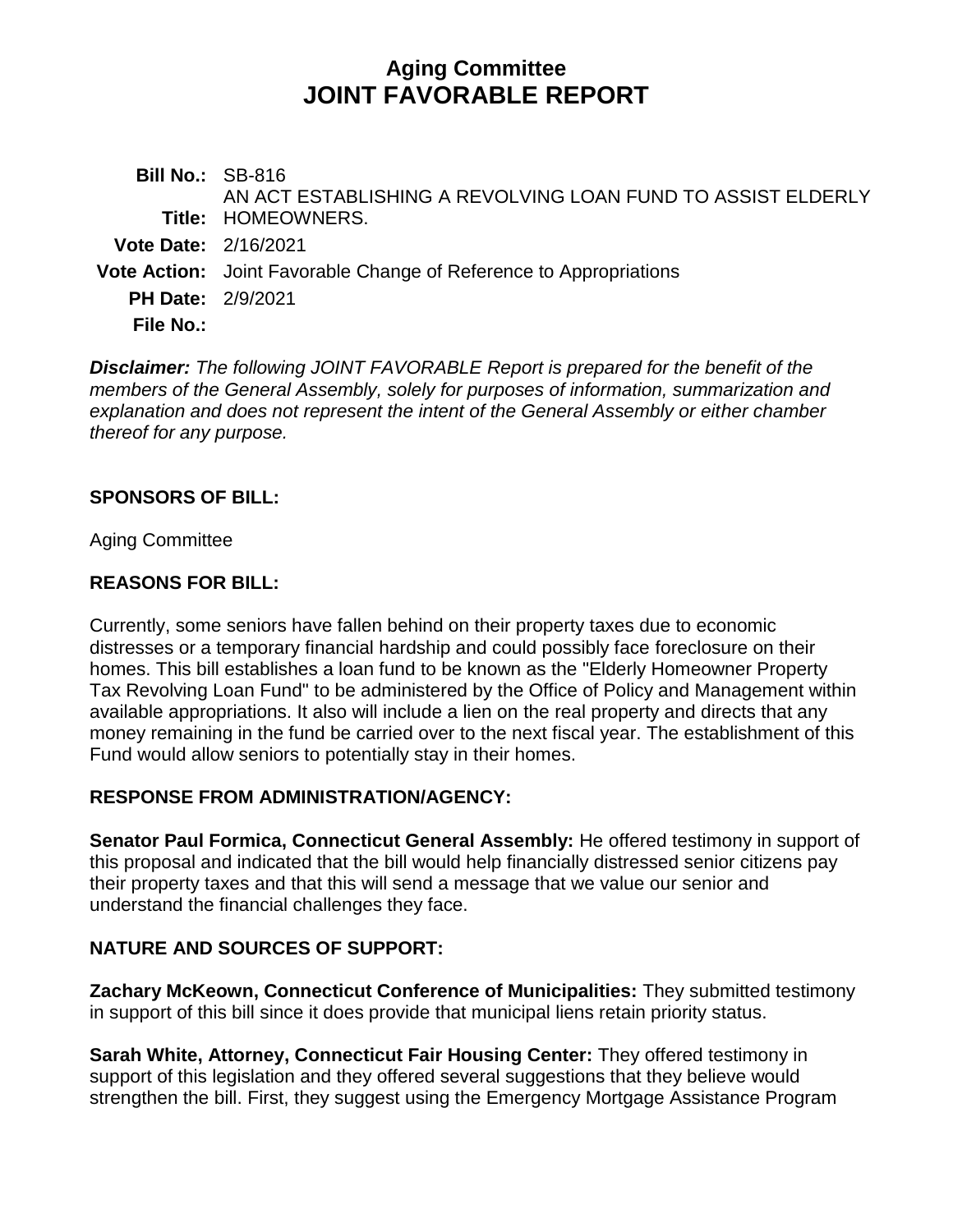# Aging Committee
# JOINT FAVORABLE REPORT

**Bill No.:** SB-816
**Title:** AN ACT ESTABLISHING A REVOLVING LOAN FUND TO ASSIST ELDERLY HOMEOWNERS.
**Vote Date:** 2/16/2021
**Vote Action:** Joint Favorable Change of Reference to Appropriations
**PH Date:** 2/9/2021
**File No.:**

***Disclaimer:*** *The following JOINT FAVORABLE Report is prepared for the benefit of the members of the General Assembly, solely for purposes of information, summarization and explanation and does not represent the intent of the General Assembly or either chamber thereof for any purpose.*

## SPONSORS OF BILL:

Aging Committee

## REASONS FOR BILL:

Currently, some seniors have fallen behind on their property taxes due to economic distresses or a temporary financial hardship and could possibly face foreclosure on their homes. This bill establishes a loan fund to be known as the "Elderly Homeowner Property Tax Revolving Loan Fund" to be administered by the Office of Policy and Management within available appropriations. It also will include a lien on the real property and directs that any money remaining in the fund be carried over to the next fiscal year. The establishment of this Fund would allow seniors to potentially stay in their homes.

## RESPONSE FROM ADMINISTRATION/AGENCY:

**Senator Paul Formica, Connecticut General Assembly:** He offered testimony in support of this proposal and indicated that the bill would help financially distressed senior citizens pay their property taxes and that this will send a message that we value our senior and understand the financial challenges they face.

## NATURE AND SOURCES OF SUPPORT:

**Zachary McKeown, Connecticut Conference of Municipalities:** They submitted testimony in support of this bill since it does provide that municipal liens retain priority status.

**Sarah White, Attorney, Connecticut Fair Housing Center:** They offered testimony in support of this legislation and they offered several suggestions that they believe would strengthen the bill. First, they suggest using the Emergency Mortgage Assistance Program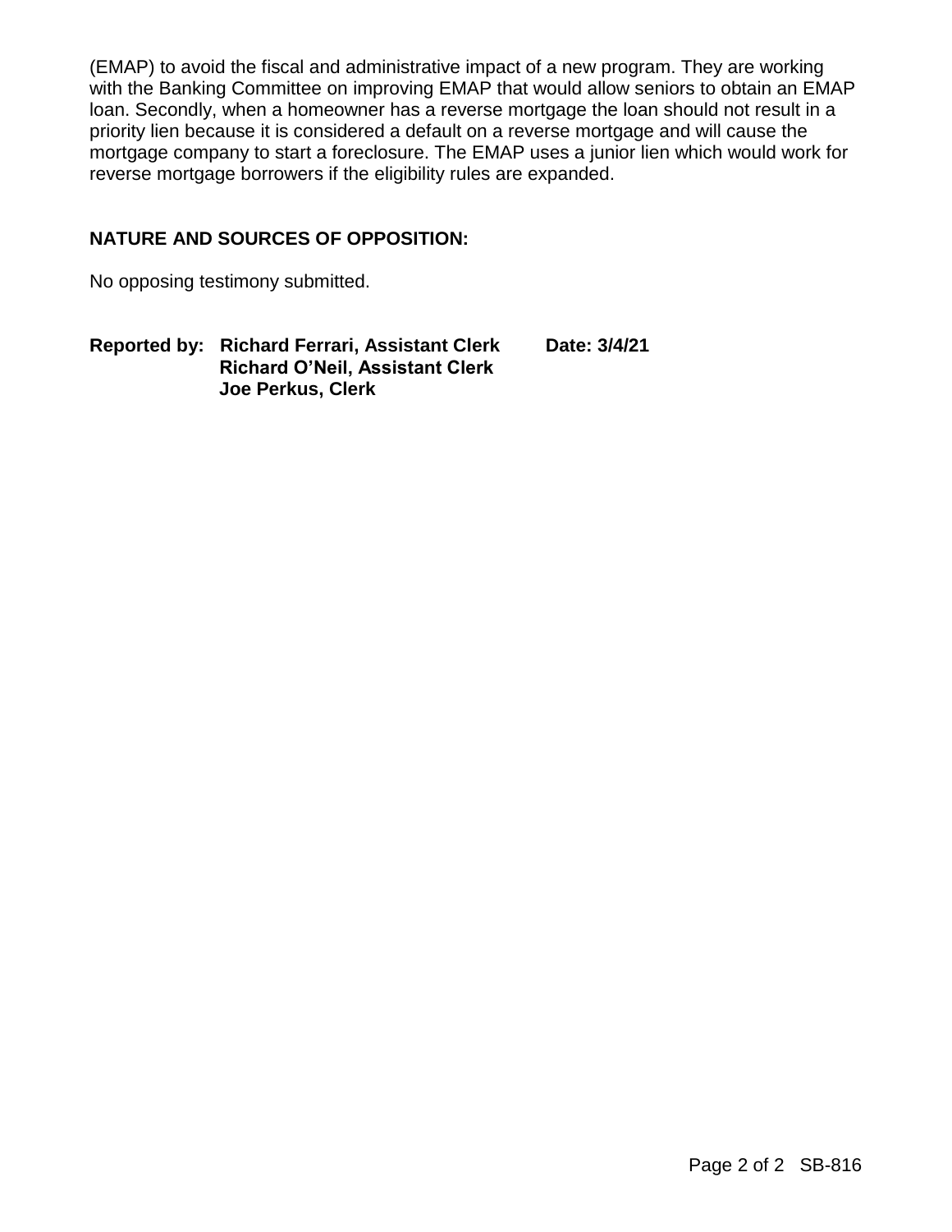(EMAP) to avoid the fiscal and administrative impact of a new program. They are working with the Banking Committee on improving EMAP that would allow seniors to obtain an EMAP loan. Secondly, when a homeowner has a reverse mortgage the loan should not result in a priority lien because it is considered a default on a reverse mortgage and will cause the mortgage company to start a foreclosure. The EMAP uses a junior lien which would work for reverse mortgage borrowers if the eligibility rules are expanded.

**NATURE AND SOURCES OF OPPOSITION:**

No opposing testimony submitted.

**Reported by: Richard Ferrari, Assistant Clerk** **Date: 3/4/21**
**Richard O'Neil, Assistant Clerk**
**Joe Perkus, Clerk**